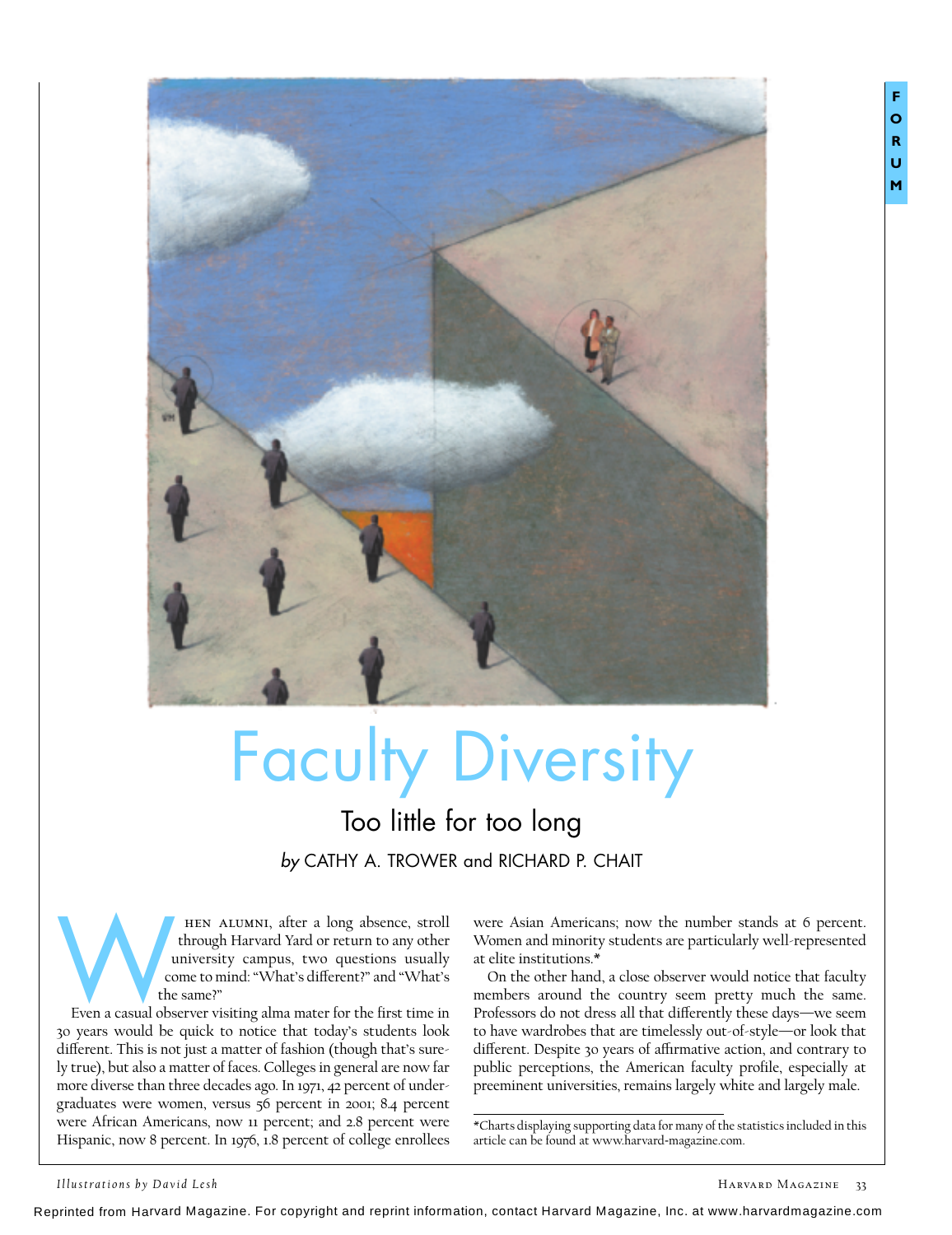# Faculty Diversity

## Too little for too long

*by* CATHY A. TROWER and RICHARD P. CHAIT

When alumni, after a long absence, stroll through Harvard Yard or return to any other university campus, two questions usually come to mind: "What's different?" and "What's the same?"

Even a casual observer visiting alma mater for the first time in 30 years would be quick to notice that today's students look different. This is not just a matter of fashion (though that's surely true), but also a matter of faces. Colleges in general are now far more diverse than three decades ago. In 1971, 42 percent of undergraduates were women, versus 56 percent in 2001; 8.4 percent were African Americans, now 11 percent; and 2.8 percent were Hispanic, now 8 percent. In 1976, 1.8 percent of college enrollees were Asian Americans; now the number stands at 6 percent. Women and minority students are particularly well-represented at elite institutions.*

On the other hand, a close observer would notice that faculty members around the country seem pretty much the same. Professors do not dress all that differently these days—we seem to have wardrobes that are timelessly out-of-style—or look that different. Despite 30 years of affirmative action, and contrary to public perceptions, the American faculty profile, especially at preeminent universities, remains largely white and largely male.

*Charts displaying supporting data for many of the statistics included in this article can be found at www.harvard-magazine.com.

*Illustrations by David Lesh*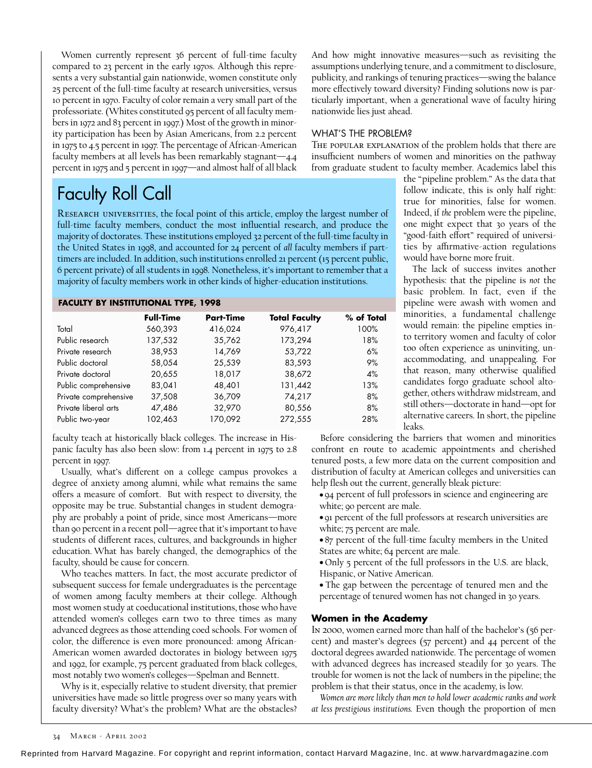Women currently represent 36 percent of full-time faculty compared to 23 percent in the early 1970s. Although this represents a very substantial gain nationwide, women constitute only 25 percent of the full-time faculty at research universities, versus 10 percent in 1970. Faculty of color remain a very small part of the professoriate. (Whites constituted 95 percent of all faculty members in 1972 and 83 percent in 1997.) Most of the growth in minority participation has been by Asian Americans, from 2.2 percent in 1975 to 4.5 percent in 1997. The percentage of African-American faculty members at all levels has been remarkably stagnant—4.4 percent in 1975 and 5 percent in 1997—and almost half of all black faculty teach at historically black colleges. The increase in Hispanic faculty has also been slow: from 1.4 percent in 1975 to 2.8 percent in 1997.

Usually, what's different on a college campus provokes a degree of anxiety among alumni, while what remains the same offers a measure of comfort. But with respect to diversity, the opposite may be true. Substantial changes in student demography are probably a point of pride, since most Americans—more than 90 percent in a recent poll—agree that it's important to have students of different races, cultures, and backgrounds in higher education. What has barely changed, the demographics of the faculty, should be cause for concern.

Who teaches matters. In fact, the most accurate predictor of subsequent success for female undergraduates is the percentage of women among faculty members at their college. Although most women study at coeducational institutions, those who have attended women's colleges earn two to three times as many advanced degrees as those attending coed schools. For women of color, the difference is even more pronounced: among African-American women awarded doctorates in biology between 1975 and 1992, for example, 75 percent graduated from black colleges, most notably two women's colleges—Spelman and Bennett.

Why is it, especially relative to student diversity, that premier universities have made so little progress over so many years with faculty diversity? What's the problem? What are the obstacles? And how might innovative measures—such as revisiting the assumptions underlying tenure, and a commitment to disclosure, publicity, and rankings of tenuring practices—swing the balance more effectively toward diversity? Finding solutions now is particularly important, when a generational wave of faculty hiring nationwide lies just ahead.

## Faculty Roll Call

Research universities, the focal point of this article, employ the largest number of full-time faculty members, conduct the most influential research, and produce the majority of doctorates. These institutions employed 32 percent of the full-time faculty in the United States in 1998, and accounted for 24 percent of *all* faculty members if part-timers are included. In addition, such institutions enrolled 21 percent (15 percent public, 6 percent private) of all students in 1998. Nonetheless, it's important to remember that a majority of faculty members work in other kinds of higher-education institutions.

**FACULTY BY INSTITUTIONAL TYPE, 1998**

| | Full-Time | Part-Time | Total Faculty | % of Total |
|---|---|---|---|---|
| Total | 560,393 | 416,024 | 976,417 | 100% |
| Public research | 137,532 | 35,762 | 173,294 | 18% |
| Private research | 38,953 | 14,769 | 53,722 | 6% |
| Public doctoral | 58,054 | 25,539 | 83,593 | 9% |
| Private doctoral | 20,655 | 18,017 | 38,672 | 4% |
| Public comprehensive | 83,041 | 48,401 | 131,442 | 13% |
| Private comprehensive | 37,508 | 36,709 | 74,217 | 8% |
| Private liberal arts | 47,486 | 32,970 | 80,556 | 8% |
| Public two-year | 102,463 | 170,092 | 272,555 | 28% |

### WHAT'S THE PROBLEM?

The popular explanation of the problem holds that there are insufficient numbers of women and minorities on the pathway from graduate student to faculty member. Academics label this the "pipeline problem." As the data that follow indicate, this is only half right: true for minorities, false for women. Indeed, if *the* problem were the pipeline, one might expect that 30 years of the "good-faith effort" required of universities by affirmative-action regulations would have borne more fruit.

The lack of success invites another hypothesis: that the pipeline is *not* the basic problem. In fact, even if the pipeline were awash with women and minorities, a fundamental challenge would remain: the pipeline empties into territory women and faculty of color too often experience as uninviting, unaccommodating, and unappealing. For that reason, many otherwise qualified candidates forgo graduate school altogether, others withdraw midstream, and still others—doctorate in hand—opt for alternative careers. In short, the pipeline leaks.

Before considering the barriers that women and minorities confront en route to academic appointments and cherished tenured posts, a few more data on the current composition and distribution of faculty at American colleges and universities can help flesh out the current, generally bleak picture:

- 94 percent of full professors in science and engineering are white; 90 percent are male.
- 91 percent of the full professors at research universities are white; 75 percent are male.
- 87 percent of the full-time faculty members in the United States are white; 64 percent are male.
- Only 5 percent of the full professors in the U.S. are black, Hispanic, or Native American.
- The gap between the percentage of tenured men and the percentage of tenured women has not changed in 30 years.

### Women in the Academy

In 2000, women earned more than half of the bachelor's (56 percent) and master's degrees (57 percent) and 44 percent of the doctoral degrees awarded nationwide. The percentage of women with advanced degrees has increased steadily for 30 years. The trouble for women is not the lack of numbers in the pipeline; the problem is that their status, once in the academy, is low.

*Women are more likely than men to hold lower academic ranks and work at less prestigious institutions.* Even though the proportion of men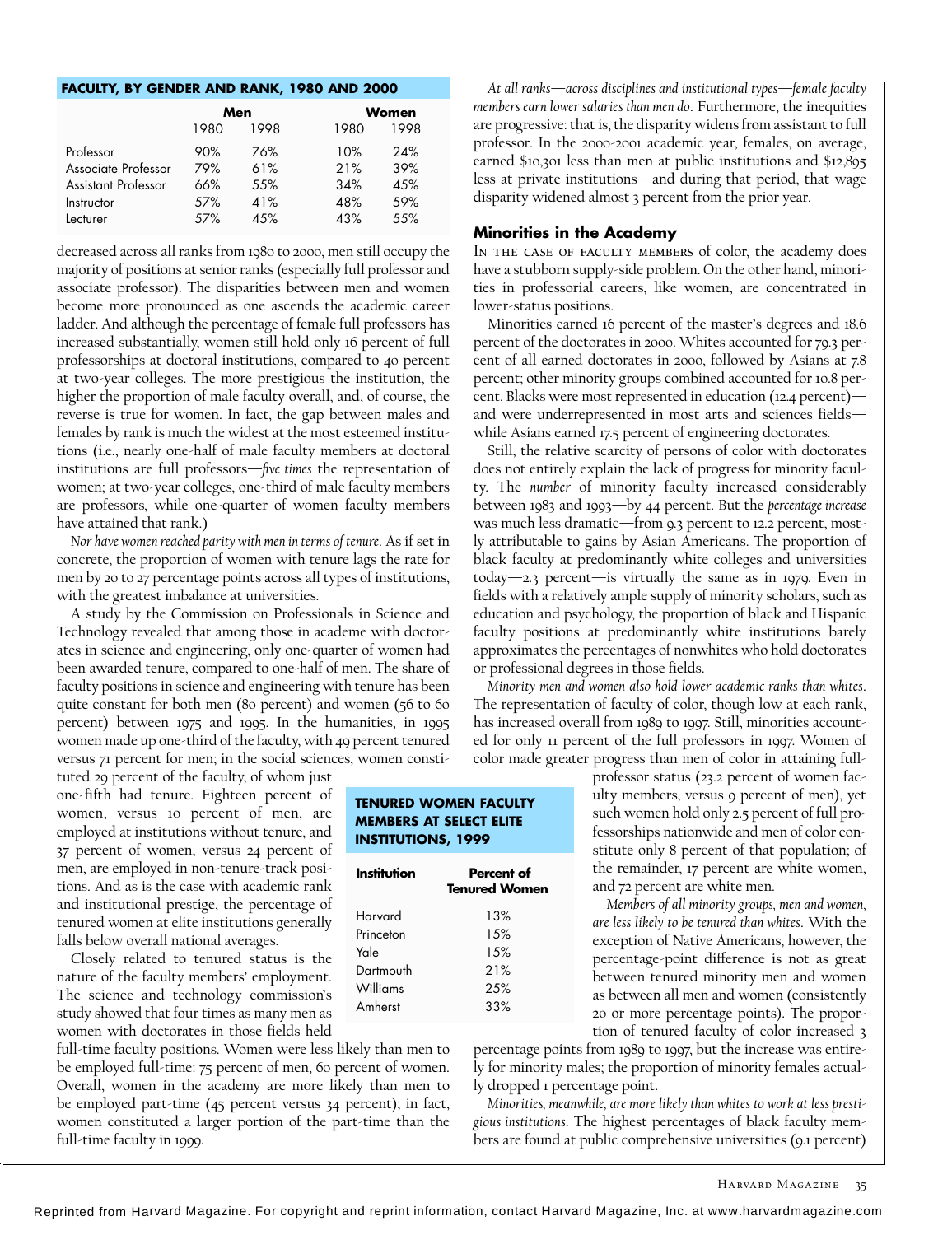**FACULTY, BY GENDER AND RANK, 1980 AND 2000**

| | Men | | Women | |
|---|---|---|---|---|
| | 1980 | 1998 | 1980 | 1998 |
| Professor | 90% | 76% | 10% | 24% |
| Associate Professor | 79% | 61% | 21% | 39% |
| Assistant Professor | 66% | 55% | 34% | 45% |
| Instructor | 57% | 41% | 48% | 59% |
| Lecturer | 57% | 45% | 43% | 55% |

decreased across all ranks from 1980 to 2000, men still occupy the majority of positions at senior ranks (especially full professor and associate professor). The disparities between men and women become more pronounced as one ascends the academic career ladder. And although the percentage of female full professors has increased substantially, women still hold only 16 percent of full professorships at doctoral institutions, compared to 40 percent at two-year colleges. The more prestigious the institution, the higher the proportion of male faculty overall, and, of course, the reverse is true for women. In fact, the gap between males and females by rank is much the widest at the most esteemed institutions (i.e., nearly one-half of male faculty members at doctoral institutions are full professors—*five times* the representation of women; at two-year colleges, one-third of male faculty members are professors, while one-quarter of women faculty members have attained that rank.)

*Nor have women reached parity with men in terms of tenure.* As if set in concrete, the proportion of women with tenure lags the rate for men by 20 to 27 percentage points across all types of institutions, with the greatest imbalance at universities.

A study by the Commission on Professionals in Science and Technology revealed that among those in academe with doctorates in science and engineering, only one-quarter of women had been awarded tenure, compared to one-half of men. The share of faculty positions in science and engineering with tenure has been quite constant for both men (80 percent) and women (56 to 60 percent) between 1975 and 1995. In the humanities, in 1995 women made up one-third of the faculty, with 49 percent tenured versus 71 percent for men; in the social sciences, women constituted 29 percent of the faculty, of whom just one-fifth had tenure. Eighteen percent of women, versus 10 percent of men, are employed at institutions without tenure, and 37 percent of women, versus 24 percent of men, are employed in non-tenure-track positions. And as is the case with academic rank and institutional prestige, the percentage of tenured women at elite institutions generally falls below overall national averages.

**TENURED WOMEN FACULTY MEMBERS AT SELECT ELITE INSTITUTIONS, 1999**

| Institution | Percent of Tenured Women |
|---|---|
| Harvard | 13% |
| Princeton | 15% |
| Yale | 15% |
| Dartmouth | 21% |
| Williams | 25% |
| Amherst | 33% |

Closely related to tenured status is the nature of the faculty members' employment. The science and technology commission's study showed that four times as many men as women with doctorates in those fields held full-time faculty positions. Women were less likely than men to be employed full-time: 75 percent of men, 60 percent of women. Overall, women in the academy are more likely than men to be employed part-time (45 percent versus 34 percent); in fact, women constituted a larger portion of the part-time than the full-time faculty in 1999.

*At all ranks—across disciplines and institutional types—female faculty members earn lower salaries than men do*. Furthermore, the inequities are progressive: that is, the disparity widens from assistant to full professor. In the 2000-2001 academic year, females, on average, earned $10,301 less than men at public institutions and $12,895 less at private institutions—and during that period, that wage disparity widened almost 3 percent from the prior year.

## Minorities in the Academy

In the case of faculty members of color, the academy does have a stubborn supply-side problem. On the other hand, minorities in professorial careers, like women, are concentrated in lower-status positions.

Minorities earned 16 percent of the master's degrees and 18.6 percent of the doctorates in 2000. Whites accounted for 79.3 percent of all earned doctorates in 2000, followed by Asians at 7.8 percent; other minority groups combined accounted for 10.8 percent. Blacks were most represented in education (12.4 percent)—and were underrepresented in most arts and sciences fields—while Asians earned 17.5 percent of engineering doctorates.

Still, the relative scarcity of persons of color with doctorates does not entirely explain the lack of progress for minority faculty. The *number* of minority faculty increased considerably between 1983 and 1993—by 44 percent. But the *percentage increase* was much less dramatic—from 9.3 percent to 12.2 percent, mostly attributable to gains by Asian Americans. The proportion of black faculty at predominantly white colleges and universities today—2.3 percent—is virtually the same as in 1979. Even in fields with a relatively ample supply of minority scholars, such as education and psychology, the proportion of black and Hispanic faculty positions at predominantly white institutions barely approximates the percentages of nonwhites who hold doctorates or professional degrees in those fields.

*Minority men and women also hold lower academic ranks than whites.* The representation of faculty of color, though low at each rank, has increased overall from 1989 to 1997. Still, minorities accounted for only 11 percent of the full professors in 1997. Women of color made greater progress than men of color in attaining full-professor status (23.2 percent of women faculty members, versus 9 percent of men), yet such women hold only 2.5 percent of full professorships nationwide and men of color constitute only 8 percent of that population; of the remainder, 17 percent are white women, and 72 percent are white men.

*Members of all minority groups, men and women, are less likely to be tenured than whites.* With the exception of Native Americans, however, the percentage-point difference is not as great between tenured minority men and women as between all men and women (consistently 20 or more percentage points). The proportion of tenured faculty of color increased 3 percentage points from 1989 to 1997, but the increase was entirely for minority males; the proportion of minority females actually dropped 1 percentage point.

*Minorities, meanwhile, are more likely than whites to work at less prestigious institutions.* The highest percentages of black faculty members are found at public comprehensive universities (9.1 percent)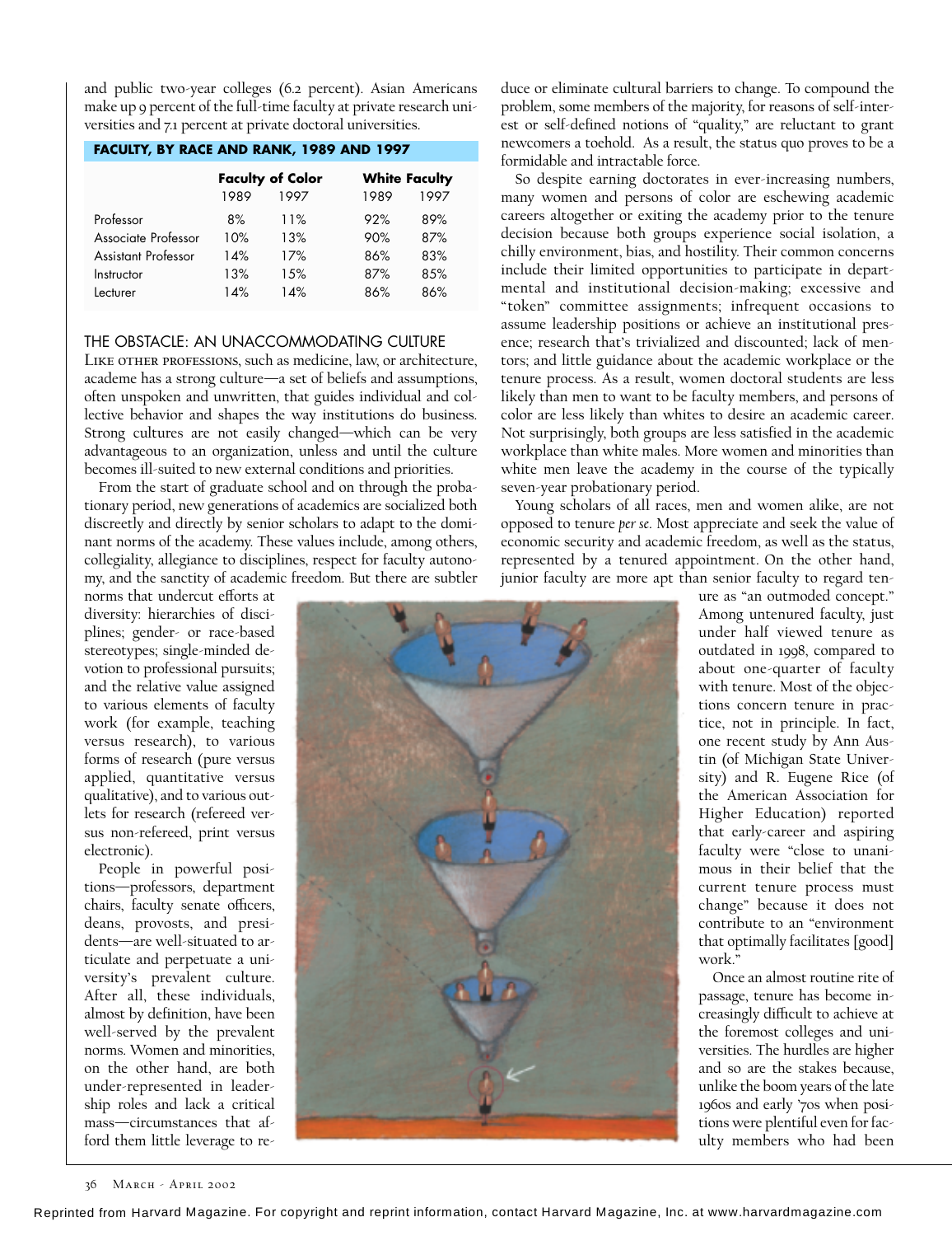and public two-year colleges (6.2 percent). Asian Americans make up 9 percent of the full-time faculty at private research universities and 7.1 percent at private doctoral universities.

**FACULTY, BY RACE AND RANK, 1989 AND 1997**

| | Faculty of Color | | White Faculty | |
|---|---|---|---|---|
| | 1989 | 1997 | 1989 | 1997 |
| Professor | 8% | 11% | 92% | 89% |
| Associate Professor | 10% | 13% | 90% | 87% |
| Assistant Professor | 14% | 17% | 86% | 83% |
| Instructor | 13% | 15% | 87% | 85% |
| Lecturer | 14% | 14% | 86% | 86% |

## THE OBSTACLE: AN UNACCOMMODATING CULTURE

Like other professions, such as medicine, law, or architecture, academe has a strong culture—a set of beliefs and assumptions, often unspoken and unwritten, that guides individual and collective behavior and shapes the way institutions do business. Strong cultures are not easily changed—which can be very advantageous to an organization, unless and until the culture becomes ill-suited to new external conditions and priorities.

From the start of graduate school and on through the probationary period, new generations of academics are socialized both discreetly and directly by senior scholars to adapt to the dominant norms of the academy. These values include, among others, collegiality, allegiance to disciplines, respect for faculty autonomy, and the sanctity of academic freedom. But there are subtler norms that undercut efforts at diversity: hierarchies of disciplines; gender- or race-based stereotypes; single-minded devotion to professional pursuits; and the relative value assigned to various elements of faculty work (for example, teaching versus research), to various forms of research (pure versus applied, quantitative versus qualitative), and to various outlets for research (refereed versus non-refereed, print versus electronic).

People in powerful positions—professors, department chairs, faculty senate officers, deans, provosts, and presidents—are well-situated to articulate and perpetuate a university's prevalent culture. After all, these individuals, almost by definition, have been well-served by the prevalent norms. Women and minorities, on the other hand, are both under-represented in leadership roles and lack a critical mass—circumstances that afford them little leverage to reduce or eliminate cultural barriers to change. To compound the problem, some members of the majority, for reasons of self-interest or self-defined notions of "quality," are reluctant to grant newcomers a toehold. As a result, the status quo proves to be a formidable and intractable force.

So despite earning doctorates in ever-increasing numbers, many women and persons of color are eschewing academic careers altogether or exiting the academy prior to the tenure decision because both groups experience social isolation, a chilly environment, bias, and hostility. Their common concerns include their limited opportunities to participate in departmental and institutional decision-making; excessive and "token" committee assignments; infrequent occasions to assume leadership positions or achieve an institutional presence; research that's trivialized and discounted; lack of mentors; and little guidance about the academic workplace or the tenure process. As a result, women doctoral students are less likely than men to want to be faculty members, and persons of color are less likely than whites to desire an academic career. Not surprisingly, both groups are less satisfied in the academic workplace than white males. More women and minorities than white men leave the academy in the course of the typically seven-year probationary period.

Young scholars of all races, men and women alike, are not opposed to tenure *per se*. Most appreciate and seek the value of economic security and academic freedom, as well as the status, represented by a tenured appointment. On the other hand, junior faculty are more apt than senior faculty to regard tenure as "an outmoded concept." Among untenured faculty, just under half viewed tenure as outdated in 1998, compared to about one-quarter of faculty with tenure. Most of the objections concern tenure in practice, not in principle. In fact, one recent study by Ann Austin (of Michigan State University) and R. Eugene Rice (of the American Association for Higher Education) reported that early-career and aspiring faculty were "close to unanimous in their belief that the current tenure process must change" because it does not contribute to an "environment that optimally facilitates [good] work."

Once an almost routine rite of passage, tenure has become increasingly difficult to achieve at the foremost colleges and universities. The hurdles are higher and so are the stakes because, unlike the boom years of the late 1960s and early '70s when positions were plentiful even for faculty members who had been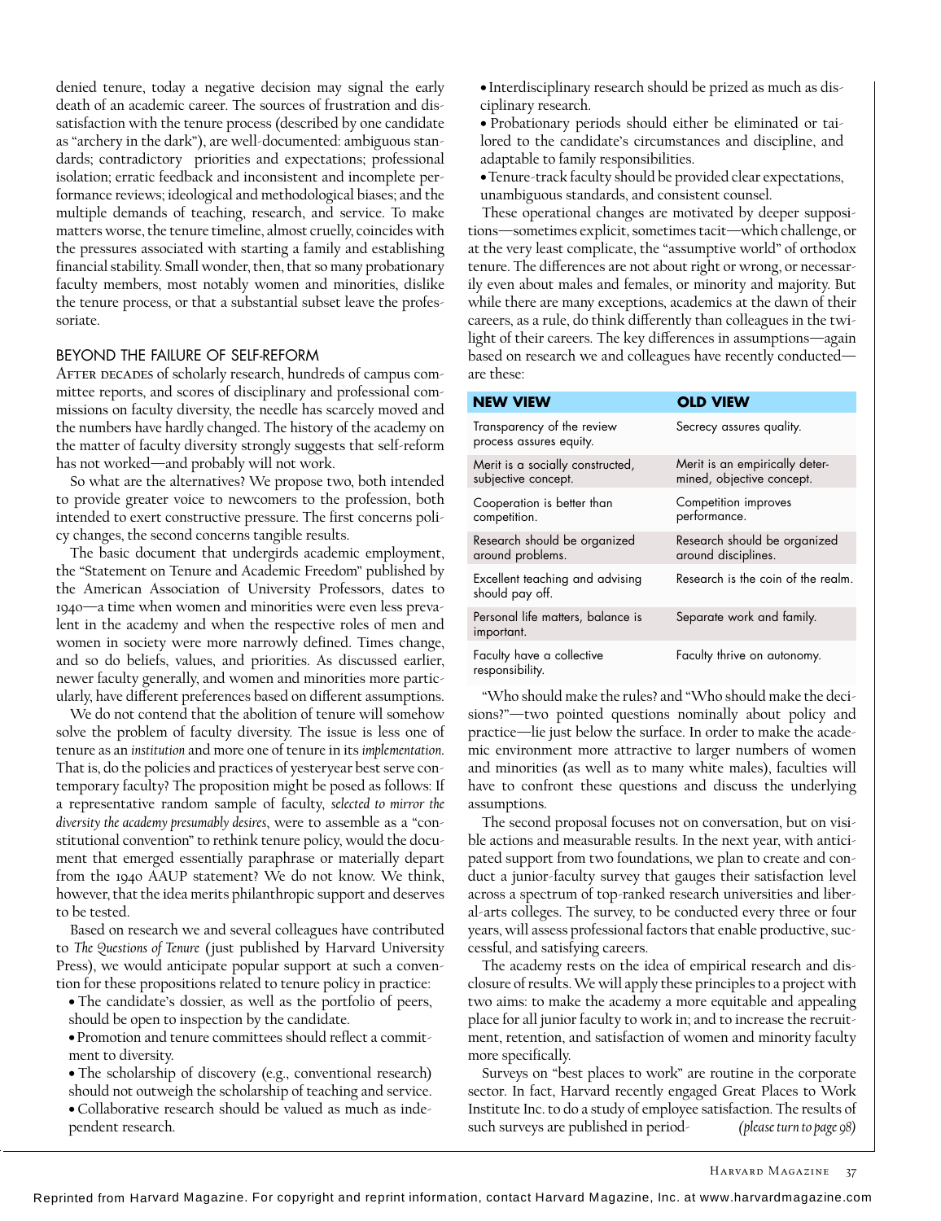denied tenure, today a negative decision may signal the early death of an academic career. The sources of frustration and dissatisfaction with the tenure process (described by one candidate as "archery in the dark"), are well-documented: ambiguous standards; contradictory priorities and expectations; professional isolation; erratic feedback and inconsistent and incomplete performance reviews; ideological and methodological biases; and the multiple demands of teaching, research, and service. To make matters worse, the tenure timeline, almost cruelly, coincides with the pressures associated with starting a family and establishing financial stability. Small wonder, then, that so many probationary faculty members, most notably women and minorities, dislike the tenure process, or that a substantial subset leave the professoriate.

## BEYOND THE FAILURE OF SELF-REFORM

After decades of scholarly research, hundreds of campus committee reports, and scores of disciplinary and professional commissions on faculty diversity, the needle has scarcely moved and the numbers have hardly changed. The history of the academy on the matter of faculty diversity strongly suggests that self-reform has not worked—and probably will not work.

So what are the alternatives? We propose two, both intended to provide greater voice to newcomers to the profession, both intended to exert constructive pressure. The first concerns policy changes, the second concerns tangible results.

The basic document that undergirds academic employment, the "Statement on Tenure and Academic Freedom" published by the American Association of University Professors, dates to 1940—a time when women and minorities were even less prevalent in the academy and when the respective roles of men and women in society were more narrowly defined. Times change, and so do beliefs, values, and priorities. As discussed earlier, newer faculty generally, and women and minorities more particularly, have different preferences based on different assumptions.

We do not contend that the abolition of tenure will somehow solve the problem of faculty diversity. The issue is less one of tenure as an *institution* and more one of tenure in its *implementation*. That is, do the policies and practices of yesteryear best serve contemporary faculty? The proposition might be posed as follows: If a representative random sample of faculty, *selected to mirror the diversity the academy presumably desires*, were to assemble as a "constitutional convention" to rethink tenure policy, would the document that emerged essentially paraphrase or materially depart from the 1940 AAUP statement? We do not know. We think, however, that the idea merits philanthropic support and deserves to be tested.

Based on research we and several colleagues have contributed to *The Questions of Tenure* (just published by Harvard University Press), we would anticipate popular support at such a convention for these propositions related to tenure policy in practice:

- The candidate's dossier, as well as the portfolio of peers, should be open to inspection by the candidate.
- Promotion and tenure committees should reflect a commitment to diversity.
- The scholarship of discovery (e.g., conventional research) should not outweigh the scholarship of teaching and service.
- Collaborative research should be valued as much as independent research.
- Interdisciplinary research should be prized as much as disciplinary research.
- Probationary periods should either be eliminated or tailored to the candidate's circumstances and discipline, and adaptable to family responsibilities.
- Tenure-track faculty should be provided clear expectations, unambiguous standards, and consistent counsel.

These operational changes are motivated by deeper suppositions—sometimes explicit, sometimes tacit—which challenge, or at the very least complicate, the "assumptive world" of orthodox tenure. The differences are not about right or wrong, or necessarily even about males and females, or minority and majority. But while there are many exceptions, academics at the dawn of their careers, as a rule, do think differently than colleagues in the twilight of their careers. The key differences in assumptions—again based on research we and colleagues have recently conducted—are these:

| **NEW VIEW** | **OLD VIEW** |
|---|---|
| Transparency of the review process assures equity. | Secrecy assures quality. |
| Merit is a socially constructed, subjective concept. | Merit is an empirically determined, objective concept. |
| Cooperation is better than competition. | Competition improves performance. |
| Research should be organized around problems. | Research should be organized around disciplines. |
| Excellent teaching and advising should pay off. | Research is the coin of the realm. |
| Personal life matters, balance is important. | Separate work and family. |
| Faculty have a collective responsibility. | Faculty thrive on autonomy. |

"Who should make the rules? and "Who should make the decisions?"—two pointed questions nominally about policy and practice—lie just below the surface. In order to make the academic environment more attractive to larger numbers of women and minorities (as well as to many white males), faculties will have to confront these questions and discuss the underlying assumptions.

The second proposal focuses not on conversation, but on visible actions and measurable results. In the next year, with anticipated support from two foundations, we plan to create and conduct a junior-faculty survey that gauges their satisfaction level across a spectrum of top-ranked research universities and liberal-arts colleges. The survey, to be conducted every three or four years, will assess professional factors that enable productive, successful, and satisfying careers.

The academy rests on the idea of empirical research and disclosure of results. We will apply these principles to a project with two aims: to make the academy a more equitable and appealing place for all junior faculty to work in; and to increase the recruitment, retention, and satisfaction of women and minority faculty more specifically.

Surveys on "best places to work" are routine in the corporate sector. In fact, Harvard recently engaged Great Places to Work Institute Inc. to do a study of employee satisfaction. The results of such surveys are published in period- *(please turn to page 98)*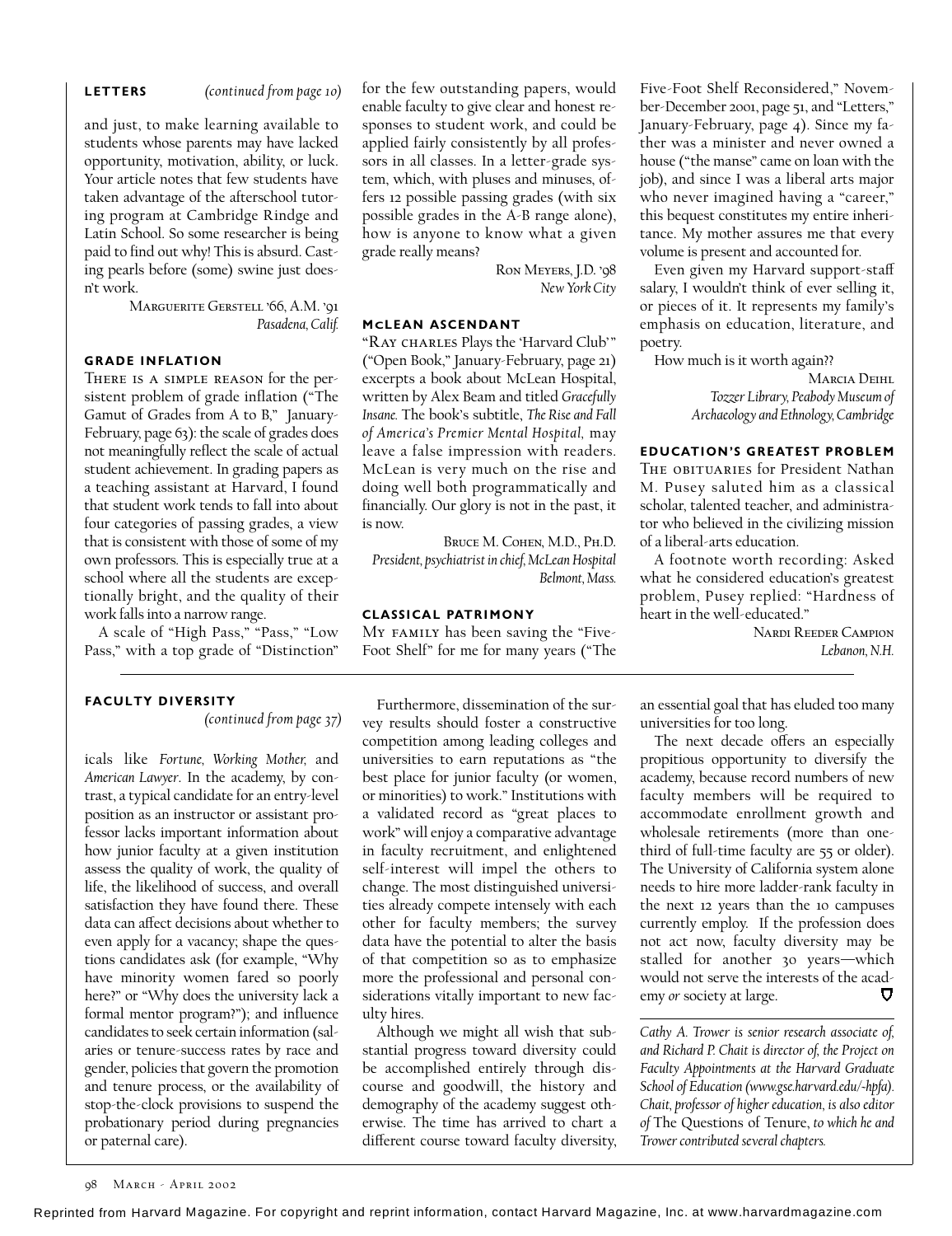**LETTERS** *(continued from page 10)*

and just, to make learning available to students whose parents may have lacked opportunity, motivation, ability, or luck. Your article notes that few students have taken advantage of the afterschool tutoring program at Cambridge Rindge and Latin School. So some researcher is being paid to find out why! This is absurd. Casting pearls before (some) swine just doesn't work.

Marguerite Gerstell '66, A.M. '91
*Pasadena, Calif.*

### GRADE INFLATION

There is a simple reason for the persistent problem of grade inflation ("The Gamut of Grades from A to B," January-February, page 63): the scale of grades does not meaningfully reflect the scale of actual student achievement. In grading papers as a teaching assistant at Harvard, I found that student work tends to fall into about four categories of passing grades, a view that is consistent with those of some of my own professors. This is especially true at a school where all the students are exceptionally bright, and the quality of their work falls into a narrow range.

A scale of "High Pass," "Pass," "Low Pass," with a top grade of "Distinction" for the few outstanding papers, would enable faculty to give clear and honest responses to student work, and could be applied fairly consistently by all professors in all classes. In a letter-grade system, which, with pluses and minuses, offers 12 possible passing grades (with six possible grades in the A-B range alone), how is anyone to know what a given grade really means?

Ron Meyers, J.D. '98
*New York City*

### McLEAN ASCENDANT

"Ray Charles Plays the 'Harvard Club'" ("Open Book," January-February, page 21) excerpts a book about McLean Hospital, written by Alex Beam and titled *Gracefully Insane*. The book's subtitle, *The Rise and Fall of America's Premier Mental Hospital*, may leave a false impression with readers. McLean is very much on the rise and doing well both programmatically and financially. Our glory is not in the past, it is now.

Bruce M. Cohen, M.D., Ph.D.
*President, psychiatrist in chief, McLean Hospital*
*Belmont, Mass.*

### CLASSICAL PATRIMONY

My family has been saving the "Five-Foot Shelf" for me for many years ("The Five-Foot Shelf Reconsidered," November-December 2001, page 51, and "Letters," January-February, page 4). Since my father was a minister and never owned a house ("the manse" came on loan with the job), and since I was a liberal arts major who never imagined having a "career," this bequest constitutes my entire inheritance. My mother assures me that every volume is present and accounted for.

Even given my Harvard support-staff salary, I wouldn't think of ever selling it, or pieces of it. It represents my family's emphasis on education, literature, and poetry.

How much is it worth again??

Marcia Deihl
*Tozzer Library, Peabody Museum of Archaeology and Ethnology, Cambridge*

### EDUCATION'S GREATEST PROBLEM

The obituaries for President Nathan M. Pusey saluted him as a classical scholar, talented teacher, and administrator who believed in the civilizing mission of a liberal-arts education.

A footnote worth recording: Asked what he considered education's greatest problem, Pusey replied: "Hardness of heart in the well-educated."

Nardi Reeder Campion
*Lebanon, N.H.*

---

### FACULTY DIVERSITY

*(continued from page 37)*

icals like *Fortune*, *Working Mother*, and *American Lawyer*. In the academy, by contrast, a typical candidate for an entry-level position as an instructor or assistant professor lacks important information about how junior faculty at a given institution assess the quality of work, the quality of life, the likelihood of success, and overall satisfaction they have found there. These data can affect decisions about whether to even apply for a vacancy; shape the questions candidates ask (for example, "Why have minority women fared so poorly here?" or "Why does the university lack a formal mentor program?"); and influence candidates to seek certain information (salaries or tenure-success rates by race and gender, policies that govern the promotion and tenure process, or the availability of stop-the-clock provisions to suspend the probationary period during pregnancies or paternal care).

Furthermore, dissemination of the survey results should foster a constructive competition among leading colleges and universities to earn reputations as "the best place for junior faculty (or women, or minorities) to work." Institutions with a validated record as "great places to work" will enjoy a comparative advantage in faculty recruitment, and enlightened self-interest will impel the others to change. The most distinguished universities already compete intensely with each other for faculty members; the survey data have the potential to alter the basis of that competition so as to emphasize more the professional and personal considerations vitally important to new faculty hires.

Although we might all wish that substantial progress toward diversity could be accomplished entirely through discourse and goodwill, the history and demography of the academy suggest otherwise. The time has arrived to chart a different course toward faculty diversity, an essential goal that has eluded too many universities for too long.

The next decade offers an especially propitious opportunity to diversify the academy, because record numbers of new faculty members will be required to accommodate enrollment growth and wholesale retirements (more than one-third of full-time faculty are 55 or older). The University of California system alone needs to hire more ladder-rank faculty in the next 12 years than the 10 campuses currently employ. If the profession does not act now, faculty diversity may be stalled for another 30 years—which would not serve the interests of the academy *or* society at large.

---

*Cathy A. Trower is senior research associate of, and Richard P. Chait is director of, the Project on Faculty Appointments at the Harvard Graduate School of Education (www.gse.harvard.edu/~hpfa). Chait, professor of higher education, is also editor of* The Questions of Tenure, *to which he and Trower contributed several chapters.*

Reprinted from Harvard Magazine. For copyright and reprint information, contact Harvard Magazine, Inc. at www.harvardmagazine.com